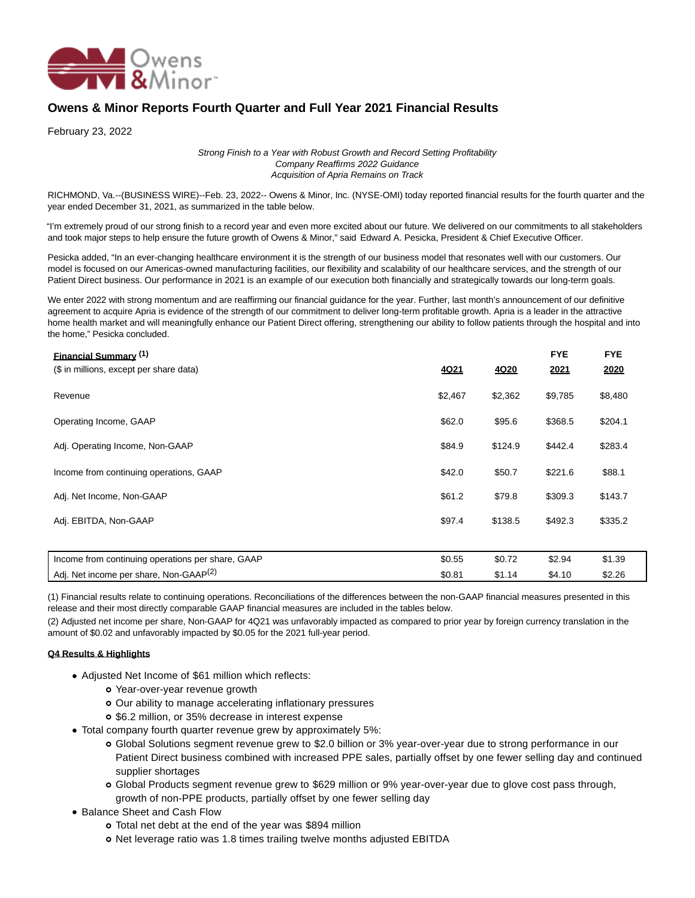# Owens & Minor Reports Fourth Quarter and Full Year 2021 Financial Results

February 23, 2022

*Strong Finish to a Year with Robust Growth and Record Setting Profitability*
*Company Reaffirms 2022 Guidance*
*Acquisition of Apria Remains on Track*

RICHMOND, Va.--(BUSINESS WIRE)--Feb. 23, 2022-- Owens & Minor, Inc. (NYSE-OMI) today reported financial results for the fourth quarter and the year ended December 31, 2021, as summarized in the table below.

"I'm extremely proud of our strong finish to a record year and even more excited about our future. We delivered on our commitments to all stakeholders and took major steps to help ensure the future growth of Owens & Minor," said Edward A. Pesicka, President & Chief Executive Officer.

Pesicka added, "In an ever-changing healthcare environment it is the strength of our business model that resonates well with our customers. Our model is focused on our Americas-owned manufacturing facilities, our flexibility and scalability of our healthcare services, and the strength of our Patient Direct business. Our performance in 2021 is an example of our execution both financially and strategically towards our long-term goals.

We enter 2022 with strong momentum and are reaffirming our financial guidance for the year. Further, last month's announcement of our definitive agreement to acquire Apria is evidence of the strength of our commitment to deliver long-term profitable growth. Apria is a leader in the attractive home health market and will meaningfully enhance our Patient Direct offering, strengthening our ability to follow patients through the hospital and into the home," Pesicka concluded.

| **Financial Summary** (1)<br>($ in millions, except per share data) | 4Q21 | 4Q20 | FYE 2021 | FYE 2020 |
|---|---|---|---|---|
| Revenue | $2,467 | $2,362 | $9,785 | $8,480 |
| Operating Income, GAAP | $62.0 | $95.6 | $368.5 | $204.1 |
| Adj. Operating Income, Non-GAAP | $84.9 | $124.9 | $442.4 | $283.4 |
| Income from continuing operations, GAAP | $42.0 | $50.7 | $221.6 | $88.1 |
| Adj. Net Income, Non-GAAP | $61.2 | $79.8 | $309.3 | $143.7 |
| Adj. EBITDA, Non-GAAP | $97.4 | $138.5 | $492.3 | $335.2 |
| Income from continuing operations per share, GAAP | $0.55 | $0.72 | $2.94 | $1.39 |
| Adj. Net income per share, Non-GAAP(2) | $0.81 | $1.14 | $4.10 | $2.26 |

(1) Financial results relate to continuing operations. Reconciliations of the differences between the non-GAAP financial measures presented in this release and their most directly comparable GAAP financial measures are included in the tables below.
(2) Adjusted net income per share, Non-GAAP for 4Q21 was unfavorably impacted as compared to prior year by foreign currency translation in the amount of $0.02 and unfavorably impacted by $0.05 for the 2021 full-year period.

**Q4 Results & Highlights**

- Adjusted Net Income of $61 million which reflects:
  - Year-over-year revenue growth
  - Our ability to manage accelerating inflationary pressures
  - $6.2 million, or 35% decrease in interest expense
- Total company fourth quarter revenue grew by approximately 5%:
  - Global Solutions segment revenue grew to $2.0 billion or 3% year-over-year due to strong performance in our Patient Direct business combined with increased PPE sales, partially offset by one fewer selling day and continued supplier shortages
  - Global Products segment revenue grew to $629 million or 9% year-over-year due to glove cost pass through, growth of non-PPE products, partially offset by one fewer selling day
- Balance Sheet and Cash Flow
  - Total net debt at the end of the year was $894 million
  - Net leverage ratio was 1.8 times trailing twelve months adjusted EBITDA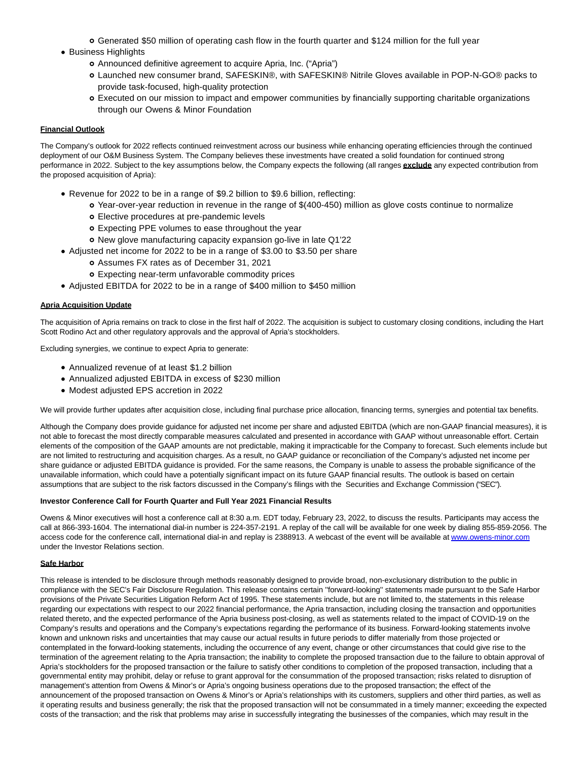- Generated $50 million of operating cash flow in the fourth quarter and $124 million for the full year
- Business Highlights
  - Announced definitive agreement to acquire Apria, Inc. ("Apria")
  - Launched new consumer brand, SAFESKIN®, with SAFESKIN® Nitrile Gloves available in POP-N-GO® packs to provide task-focused, high-quality protection
  - Executed on our mission to impact and empower communities by financially supporting charitable organizations through our Owens & Minor Foundation

**Financial Outlook**

The Company's outlook for 2022 reflects continued reinvestment across our business while enhancing operating efficiencies through the continued deployment of our O&M Business System. The Company believes these investments have created a solid foundation for continued strong performance in 2022. Subject to the key assumptions below, the Company expects the following (all ranges **exclude** any expected contribution from the proposed acquisition of Apria):

- Revenue for 2022 to be in a range of $9.2 billion to $9.6 billion, reflecting:
  - Year-over-year reduction in revenue in the range of $(400-450) million as glove costs continue to normalize
  - Elective procedures at pre-pandemic levels
  - Expecting PPE volumes to ease throughout the year
  - New glove manufacturing capacity expansion go-live in late Q1'22
- Adjusted net income for 2022 to be in a range of $3.00 to $3.50 per share
  - Assumes FX rates as of December 31, 2021
  - Expecting near-term unfavorable commodity prices
- Adjusted EBITDA for 2022 to be in a range of $400 million to $450 million

**Apria Acquisition Update**

The acquisition of Apria remains on track to close in the first half of 2022. The acquisition is subject to customary closing conditions, including the Hart Scott Rodino Act and other regulatory approvals and the approval of Apria's stockholders.

Excluding synergies, we continue to expect Apria to generate:

- Annualized revenue of at least $1.2 billion
- Annualized adjusted EBITDA in excess of $230 million
- Modest adjusted EPS accretion in 2022

We will provide further updates after acquisition close, including final purchase price allocation, financing terms, synergies and potential tax benefits.

Although the Company does provide guidance for adjusted net income per share and adjusted EBITDA (which are non-GAAP financial measures), it is not able to forecast the most directly comparable measures calculated and presented in accordance with GAAP without unreasonable effort. Certain elements of the composition of the GAAP amounts are not predictable, making it impracticable for the Company to forecast. Such elements include but are not limited to restructuring and acquisition charges. As a result, no GAAP guidance or reconciliation of the Company's adjusted net income per share guidance or adjusted EBITDA guidance is provided. For the same reasons, the Company is unable to assess the probable significance of the unavailable information, which could have a potentially significant impact on its future GAAP financial results. The outlook is based on certain assumptions that are subject to the risk factors discussed in the Company's filings with the Securities and Exchange Commission ("SEC").

**Investor Conference Call for Fourth Quarter and Full Year 2021 Financial Results**

Owens & Minor executives will host a conference call at 8:30 a.m. EDT today, February 23, 2022, to discuss the results. Participants may access the call at 866-393-1604. The international dial-in number is 224-357-2191. A replay of the call will be available for one week by dialing 855-859-2056. The access code for the conference call, international dial-in and replay is 2388913. A webcast of the event will be available at www.owens-minor.com under the Investor Relations section.

**Safe Harbor**

This release is intended to be disclosure through methods reasonably designed to provide broad, non-exclusionary distribution to the public in compliance with the SEC's Fair Disclosure Regulation. This release contains certain ''forward-looking'' statements made pursuant to the Safe Harbor provisions of the Private Securities Litigation Reform Act of 1995. These statements include, but are not limited to, the statements in this release regarding our expectations with respect to our 2022 financial performance, the Apria transaction, including closing the transaction and opportunities related thereto, and the expected performance of the Apria business post-closing, as well as statements related to the impact of COVID-19 on the Company's results and operations and the Company's expectations regarding the performance of its business. Forward-looking statements involve known and unknown risks and uncertainties that may cause our actual results in future periods to differ materially from those projected or contemplated in the forward-looking statements, including the occurrence of any event, change or other circumstances that could give rise to the termination of the agreement relating to the Apria transaction; the inability to complete the proposed transaction due to the failure to obtain approval of Apria's stockholders for the proposed transaction or the failure to satisfy other conditions to completion of the proposed transaction, including that a governmental entity may prohibit, delay or refuse to grant approval for the consummation of the proposed transaction; risks related to disruption of management's attention from Owens & Minor's or Apria's ongoing business operations due to the proposed transaction; the effect of the announcement of the proposed transaction on Owens & Minor's or Apria's relationships with its customers, suppliers and other third parties, as well as it operating results and business generally; the risk that the proposed transaction will not be consummated in a timely manner; exceeding the expected costs of the transaction; and the risk that problems may arise in successfully integrating the businesses of the companies, which may result in the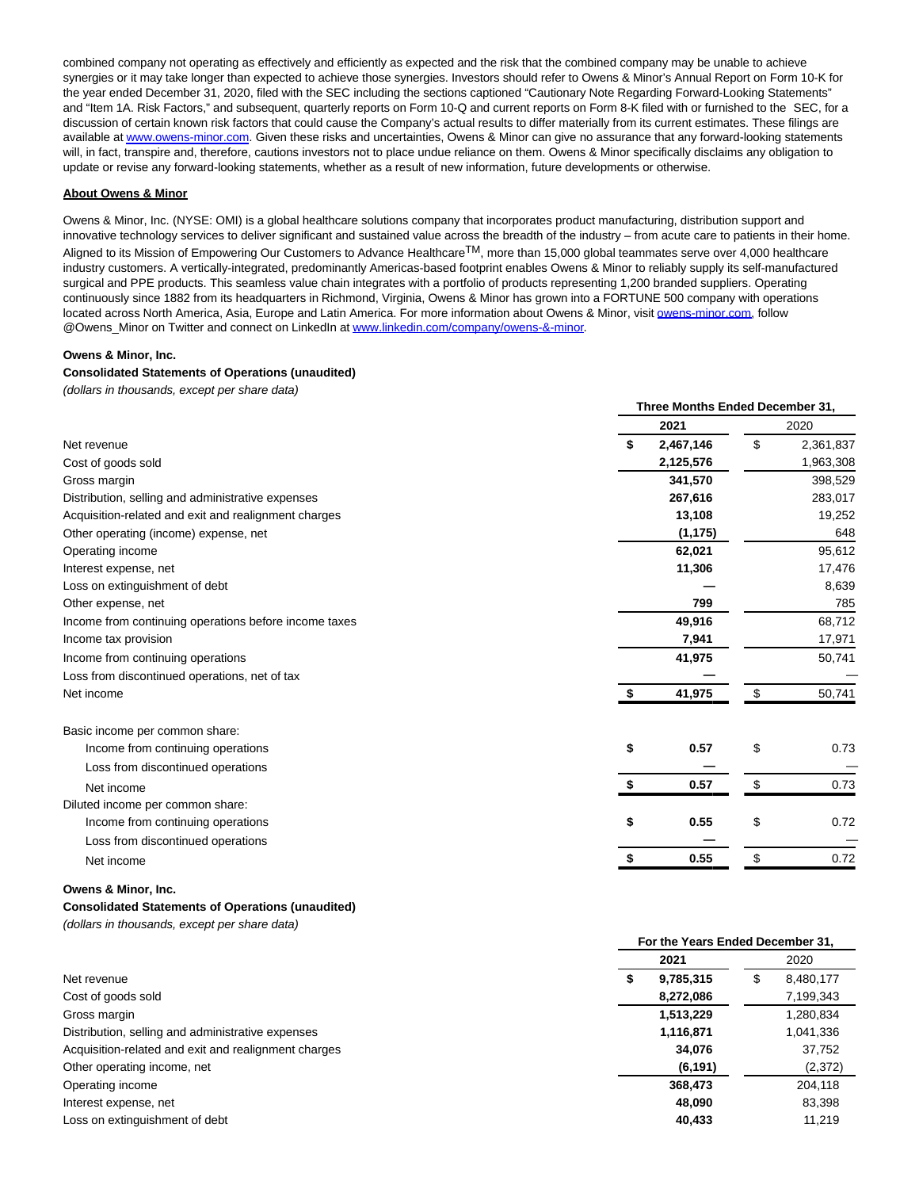combined company not operating as effectively and efficiently as expected and the risk that the combined company may be unable to achieve synergies or it may take longer than expected to achieve those synergies. Investors should refer to Owens & Minor's Annual Report on Form 10-K for the year ended December 31, 2020, filed with the SEC including the sections captioned "Cautionary Note Regarding Forward-Looking Statements" and "Item 1A. Risk Factors," and subsequent, quarterly reports on Form 10-Q and current reports on Form 8-K filed with or furnished to the SEC, for a discussion of certain known risk factors that could cause the Company's actual results to differ materially from its current estimates. These filings are available at www.owens-minor.com. Given these risks and uncertainties, Owens & Minor can give no assurance that any forward-looking statements will, in fact, transpire and, therefore, cautions investors not to place undue reliance on them. Owens & Minor specifically disclaims any obligation to update or revise any forward-looking statements, whether as a result of new information, future developments or otherwise.

**About Owens & Minor**

Owens & Minor, Inc. (NYSE: OMI) is a global healthcare solutions company that incorporates product manufacturing, distribution support and innovative technology services to deliver significant and sustained value across the breadth of the industry – from acute care to patients in their home. Aligned to its Mission of Empowering Our Customers to Advance Healthcare™, more than 15,000 global teammates serve over 4,000 healthcare industry customers. A vertically-integrated, predominantly Americas-based footprint enables Owens & Minor to reliably supply its self-manufactured surgical and PPE products. This seamless value chain integrates with a portfolio of products representing 1,200 branded suppliers. Operating continuously since 1882 from its headquarters in Richmond, Virginia, Owens & Minor has grown into a FORTUNE 500 company with operations located across North America, Asia, Europe and Latin America. For more information about Owens & Minor, visit owens-minor.com, follow @Owens_Minor on Twitter and connect on LinkedIn at www.linkedin.com/company/owens-&-minor.

**Owens & Minor, Inc.**

**Consolidated Statements of Operations (unaudited)**

*(dollars in thousands, except per share data)*

| | Three Months Ended December 31, | |
|---|---|---|
| | **2021** | 2020 |
| Net revenue | **$ 2,467,146** | $ 2,361,837 |
| Cost of goods sold | **2,125,576** | 1,963,308 |
| Gross margin | **341,570** | 398,529 |
| Distribution, selling and administrative expenses | **267,616** | 283,017 |
| Acquisition-related and exit and realignment charges | **13,108** | 19,252 |
| Other operating (income) expense, net | **(1,175)** | 648 |
| Operating income | **62,021** | 95,612 |
| Interest expense, net | **11,306** | 17,476 |
| Loss on extinguishment of debt | **—** | 8,639 |
| Other expense, net | **799** | 785 |
| Income from continuing operations before income taxes | **49,916** | 68,712 |
| Income tax provision | **7,941** | 17,971 |
| Income from continuing operations | **41,975** | 50,741 |
| Loss from discontinued operations, net of tax | **—** | — |
| Net income | **$ 41,975** | $ 50,741 |
| Basic income per common share: | | |
| Income from continuing operations | **$ 0.57** | $ 0.73 |
| Loss from discontinued operations | **—** | — |
| Net income | **$ 0.57** | $ 0.73 |
| Diluted income per common share: | | |
| Income from continuing operations | **$ 0.55** | $ 0.72 |
| Loss from discontinued operations | **—** | — |
| Net income | **$ 0.55** | $ 0.72 |

**Owens & Minor, Inc.**

**Consolidated Statements of Operations (unaudited)**

*(dollars in thousands, except per share data)*

| | For the Years Ended December 31, | |
|---|---|---|
| | **2021** | 2020 |
| Net revenue | **$ 9,785,315** | $ 8,480,177 |
| Cost of goods sold | **8,272,086** | 7,199,343 |
| Gross margin | **1,513,229** | 1,280,834 |
| Distribution, selling and administrative expenses | **1,116,871** | 1,041,336 |
| Acquisition-related and exit and realignment charges | **34,076** | 37,752 |
| Other operating income, net | **(6,191)** | (2,372) |
| Operating income | **368,473** | 204,118 |
| Interest expense, net | **48,090** | 83,398 |
| Loss on extinguishment of debt | **40,433** | 11,219 |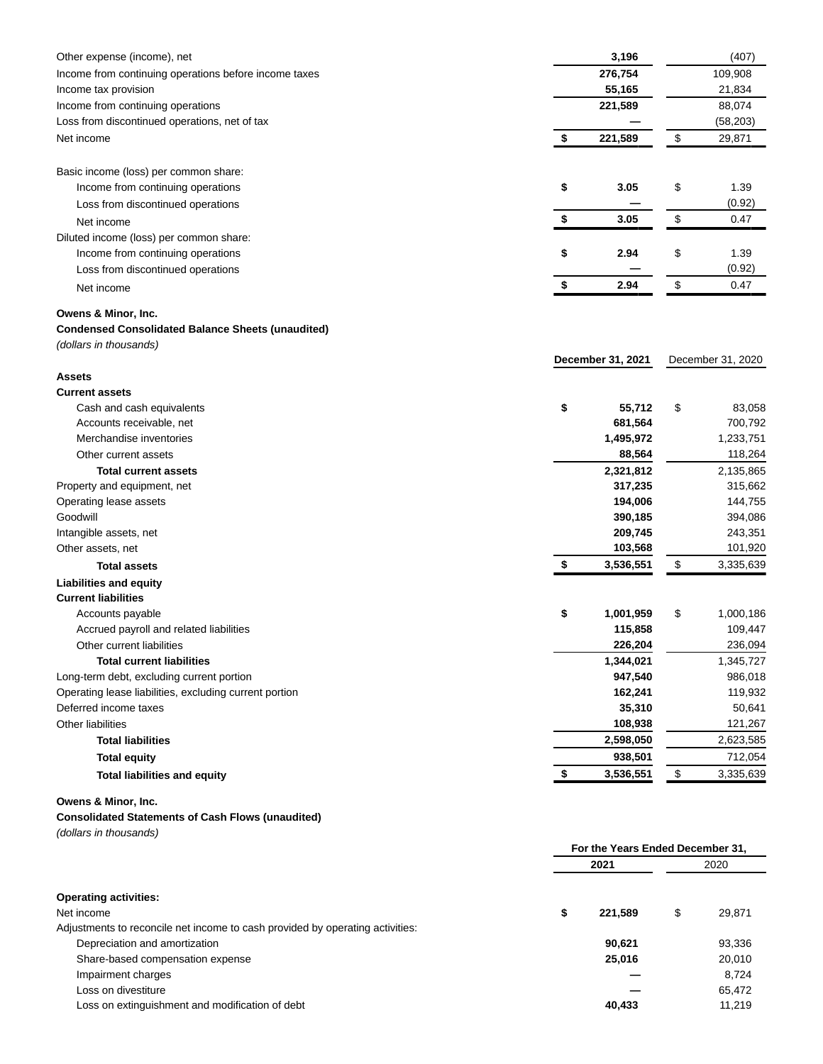| | | |
|---|---|---|
| Other expense (income), net | **3,196** | (407) |
| Income from continuing operations before income taxes | **276,754** | 109,908 |
| Income tax provision | **55,165** | 21,834 |
| Income from continuing operations | **221,589** | 88,074 |
| Loss from discontinued operations, net of tax | **—** | (58,203) |
| Net income | **$ 221,589** | $ 29,871 |
| | | |
| Basic income (loss) per common share: | | |
| Income from continuing operations | **$ 3.05** | $ 1.39 |
| Loss from discontinued operations | **—** | (0.92) |
| Net income | **$ 3.05** | $ 0.47 |
| Diluted income (loss) per common share: | | |
| Income from continuing operations | **$ 2.94** | $ 1.39 |
| Loss from discontinued operations | **—** | (0.92) |
| Net income | **$ 2.94** | $ 0.47 |

**Owens & Minor, Inc.**

**Condensed Consolidated Balance Sheets (unaudited)**

*(dollars in thousands)*

| | **December 31, 2021** | December 31, 2020 |
|---|---|---|
| **Assets** | | |
| **Current assets** | | |
| Cash and cash equivalents | **$ 55,712** | $ 83,058 |
| Accounts receivable, net | **681,564** | 700,792 |
| Merchandise inventories | **1,495,972** | 1,233,751 |
| Other current assets | **88,564** | 118,264 |
| **Total current assets** | **2,321,812** | 2,135,865 |
| Property and equipment, net | **317,235** | 315,662 |
| Operating lease assets | **194,006** | 144,755 |
| Goodwill | **390,185** | 394,086 |
| Intangible assets, net | **209,745** | 243,351 |
| Other assets, net | **103,568** | 101,920 |
| **Total assets** | **$ 3,536,551** | $ 3,335,639 |
| **Liabilities and equity** | | |
| **Current liabilities** | | |
| Accounts payable | **$ 1,001,959** | $ 1,000,186 |
| Accrued payroll and related liabilities | **115,858** | 109,447 |
| Other current liabilities | **226,204** | 236,094 |
| **Total current liabilities** | **1,344,021** | 1,345,727 |
| Long-term debt, excluding current portion | **947,540** | 986,018 |
| Operating lease liabilities, excluding current portion | **162,241** | 119,932 |
| Deferred income taxes | **35,310** | 50,641 |
| Other liabilities | **108,938** | 121,267 |
| **Total liabilities** | **2,598,050** | 2,623,585 |
| **Total equity** | **938,501** | 712,054 |
| **Total liabilities and equity** | **$ 3,536,551** | $ 3,335,639 |

**Owens & Minor, Inc.**

**Consolidated Statements of Cash Flows (unaudited)**

*(dollars in thousands)*

| | **For the Years Ended December 31,** | |
|---|---|---|
| | **2021** | 2020 |
| **Operating activities:** | | |
| Net income | **$ 221,589** | $ 29,871 |
| Adjustments to reconcile net income to cash provided by operating activities: | | |
| Depreciation and amortization | **90,621** | 93,336 |
| Share-based compensation expense | **25,016** | 20,010 |
| Impairment charges | **—** | 8,724 |
| Loss on divestiture | **—** | 65,472 |
| Loss on extinguishment and modification of debt | **40,433** | 11,219 |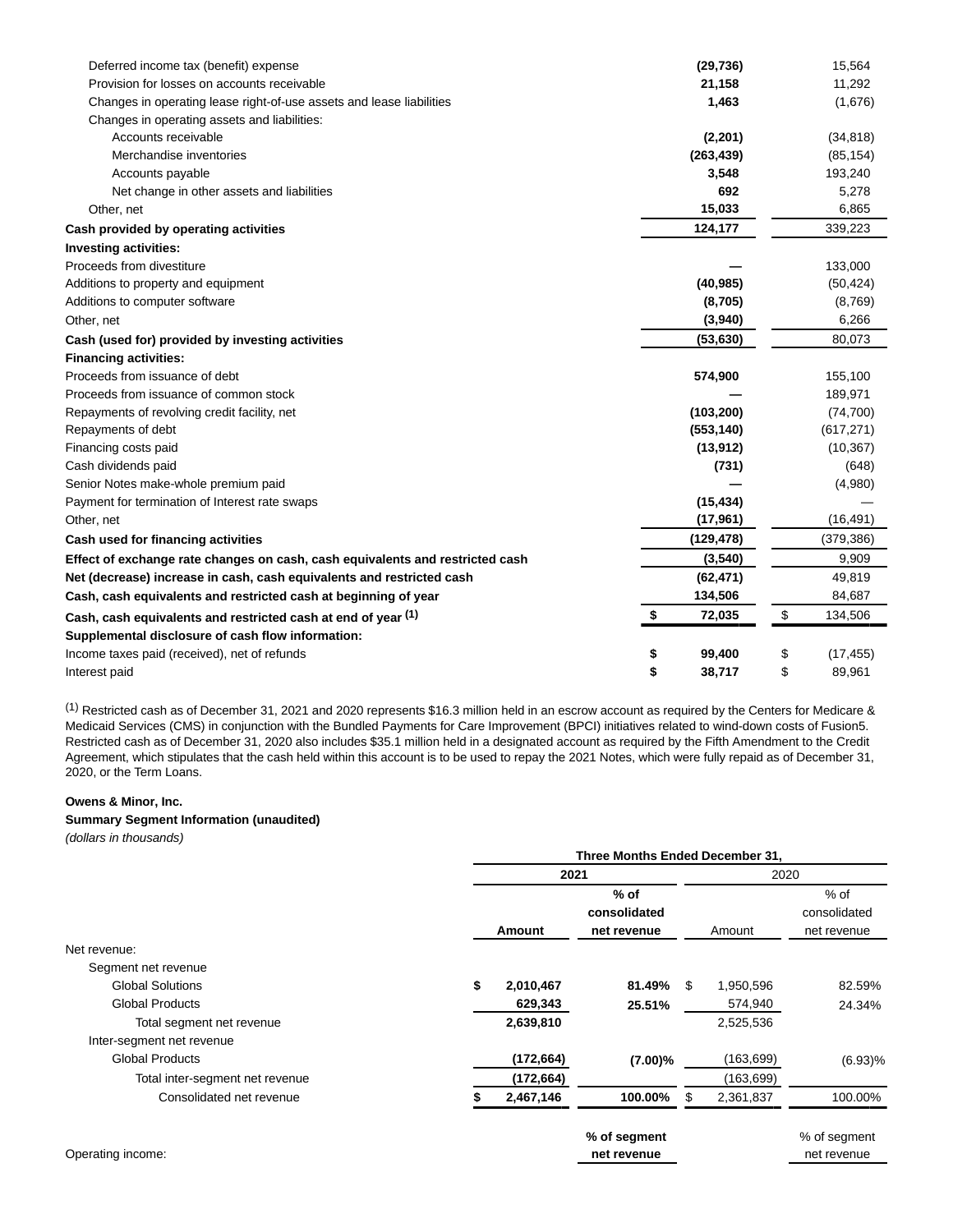| | 2021 | 2020 |
|---|---|---|
| Deferred income tax (benefit) expense | **(29,736)** | 15,564 |
| Provision for losses on accounts receivable | **21,158** | 11,292 |
| Changes in operating lease right-of-use assets and lease liabilities | **1,463** | (1,676) |
| Changes in operating assets and liabilities: | | |
| Accounts receivable | **(2,201)** | (34,818) |
| Merchandise inventories | **(263,439)** | (85,154) |
| Accounts payable | **3,548** | 193,240 |
| Net change in other assets and liabilities | **692** | 5,278 |
| Other, net | **15,033** | 6,865 |
| **Cash provided by operating activities** | **124,177** | 339,223 |
| **Investing activities:** | | |
| Proceeds from divestiture | **—** | 133,000 |
| Additions to property and equipment | **(40,985)** | (50,424) |
| Additions to computer software | **(8,705)** | (8,769) |
| Other, net | **(3,940)** | 6,266 |
| **Cash (used for) provided by investing activities** | **(53,630)** | 80,073 |
| **Financing activities:** | | |
| Proceeds from issuance of debt | **574,900** | 155,100 |
| Proceeds from issuance of common stock | **—** | 189,971 |
| Repayments of revolving credit facility, net | **(103,200)** | (74,700) |
| Repayments of debt | **(553,140)** | (617,271) |
| Financing costs paid | **(13,912)** | (10,367) |
| Cash dividends paid | **(731)** | (648) |
| Senior Notes make-whole premium paid | **—** | (4,980) |
| Payment for termination of Interest rate swaps | **(15,434)** | — |
| Other, net | **(17,961)** | (16,491) |
| **Cash used for financing activities** | **(129,478)** | (379,386) |
| **Effect of exchange rate changes on cash, cash equivalents and restricted cash** | **(3,540)** | 9,909 |
| **Net (decrease) increase in cash, cash equivalents and restricted cash** | **(62,471)** | 49,819 |
| **Cash, cash equivalents and restricted cash at beginning of year** | **134,506** | 84,687 |
| **Cash, cash equivalents and restricted cash at end of year [1]** | **$ 72,035** | $ 134,506 |
| **Supplemental disclosure of cash flow information:** | | |
| Income taxes paid (received), net of refunds | **$ 99,400** | $ (17,455) |
| Interest paid | **$ 38,717** | $ 89,961 |

[1] Restricted cash as of December 31, 2021 and 2020 represents $16.3 million held in an escrow account as required by the Centers for Medicare & Medicaid Services (CMS) in conjunction with the Bundled Payments for Care Improvement (BPCI) initiatives related to wind-down costs of Fusion5. Restricted cash as of December 31, 2020 also includes $35.1 million held in a designated account as required by the Fifth Amendment to the Credit Agreement, which stipulates that the cash held within this account is to be used to repay the 2021 Notes, which were fully repaid as of December 31, 2020, or the Term Loans.

**Owens & Minor, Inc.**

**Summary Segment Information (unaudited)**

*(dollars in thousands)*

| | Three Months Ended December 31, | | | |
|---|---|---|---|---|
| | **2021** | | 2020 | |
| | **Amount** | **% of consolidated net revenue** | Amount | % of consolidated net revenue |
| Net revenue: | | | | |
| Segment net revenue | | | | |
| Global Solutions | **$ 2,010,467** | **81.49%** | $ 1,950,596 | 82.59% |
| Global Products | **629,343** | **25.51%** | 574,940 | 24.34% |
| Total segment net revenue | **2,639,810** | | 2,525,536 | |
| Inter-segment net revenue | | | | |
| Global Products | **(172,664)** | **(7.00)%** | (163,699) | (6.93)% |
| Total inter-segment net revenue | **(172,664)** | | (163,699) | |
| Consolidated net revenue | **$ 2,467,146** | **100.00%** | $ 2,361,837 | 100.00% |
| | | **% of segment net revenue** | | % of segment net revenue |
| Operating income: | | | | |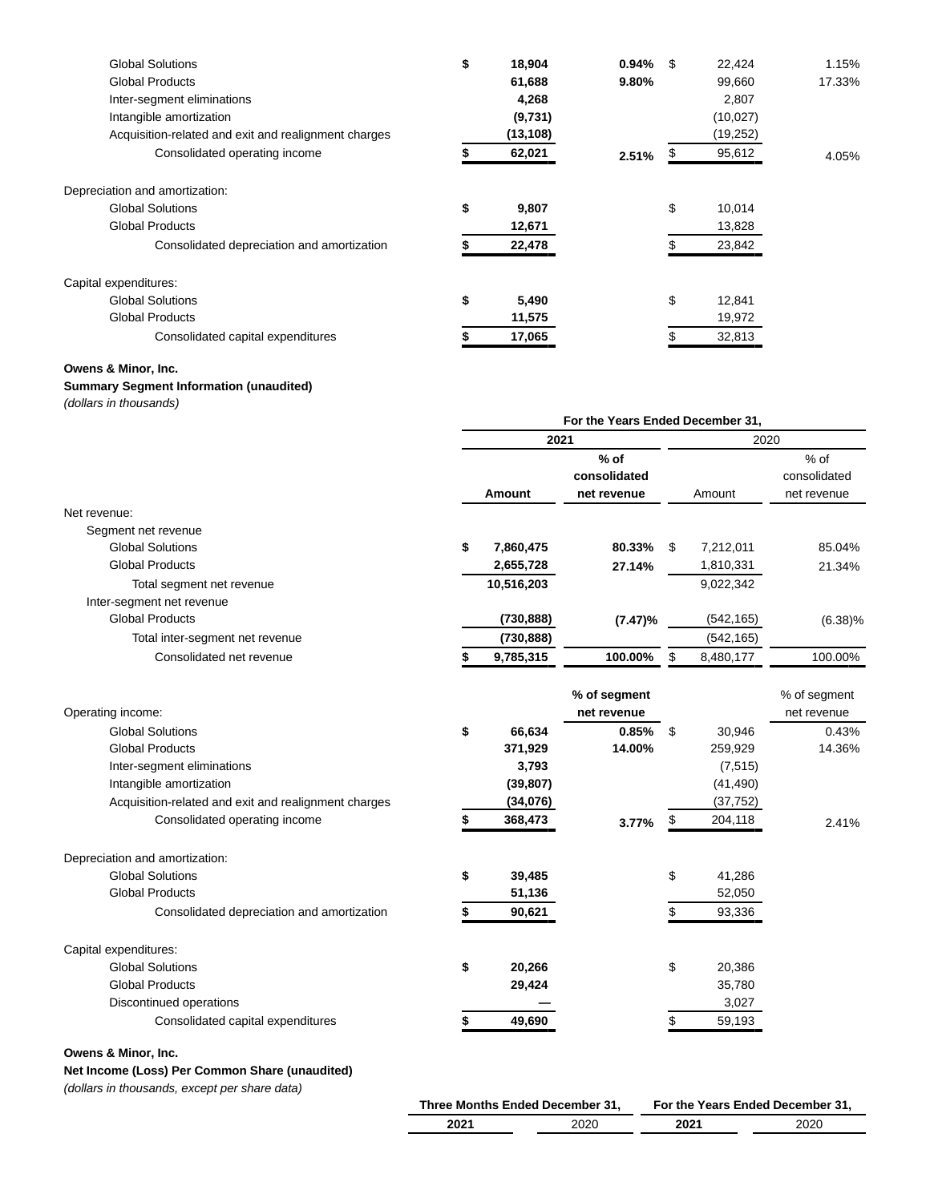| | | | | |
|---|---|---|---|---|
| Global Solutions | $ 18,904 | **0.94%** | $ 22,424 | 1.15% |
| Global Products | 61,688 | **9.80%** | 99,660 | 17.33% |
| Inter-segment eliminations | 4,268 | | 2,807 | |
| Intangible amortization | (9,731) | | (10,027) | |
| Acquisition-related and exit and realignment charges | (13,108) | | (19,252) | |
| Consolidated operating income | $ 62,021 | **2.51%** | $ 95,612 | 4.05% |
| Depreciation and amortization: | | | | |
| Global Solutions | $ 9,807 | | $ 10,014 | |
| Global Products | 12,671 | | 13,828 | |
| Consolidated depreciation and amortization | $ 22,478 | | $ 23,842 | |
| Capital expenditures: | | | | |
| Global Solutions | $ 5,490 | | $ 12,841 | |
| Global Products | 11,575 | | 19,972 | |
| Consolidated capital expenditures | $ 17,065 | | $ 32,813 | |

**Owens & Minor, Inc.**

**Summary Segment Information (unaudited)**

*(dollars in thousands)*

| | For the Years Ended December 31, | | | |
|---|---|---|---|---|
| | **2021** | | 2020 | |
| | **Amount** | **% of consolidated net revenue** | Amount | % of consolidated net revenue |
| Net revenue: | | | | |
| Segment net revenue | | | | |
| Global Solutions | $ 7,860,475 | **80.33%** | $ 7,212,011 | 85.04% |
| Global Products | 2,655,728 | **27.14%** | 1,810,331 | 21.34% |
| Total segment net revenue | 10,516,203 | | 9,022,342 | |
| Inter-segment net revenue | | | | |
| Global Products | (730,888) | **(7.47)%** | (542,165) | (6.38)% |
| Total inter-segment net revenue | (730,888) | | (542,165) | |
| Consolidated net revenue | $ 9,785,315 | **100.00%** | $ 8,480,177 | 100.00% |
| | | **% of segment net revenue** | | % of segment net revenue |
| Operating income: | | | | |
| Global Solutions | $ 66,634 | **0.85%** | $ 30,946 | 0.43% |
| Global Products | 371,929 | **14.00%** | 259,929 | 14.36% |
| Inter-segment eliminations | 3,793 | | (7,515) | |
| Intangible amortization | (39,807) | | (41,490) | |
| Acquisition-related and exit and realignment charges | (34,076) | | (37,752) | |
| Consolidated operating income | $ 368,473 | **3.77%** | $ 204,118 | 2.41% |
| Depreciation and amortization: | | | | |
| Global Solutions | $ 39,485 | | $ 41,286 | |
| Global Products | 51,136 | | 52,050 | |
| Consolidated depreciation and amortization | $ 90,621 | | $ 93,336 | |
| Capital expenditures: | | | | |
| Global Solutions | $ 20,266 | | $ 20,386 | |
| Global Products | 29,424 | | 35,780 | |
| Discontinued operations | — | | 3,027 | |
| Consolidated capital expenditures | $ 49,690 | | $ 59,193 | |

**Owens & Minor, Inc.**

**Net Income (Loss) Per Common Share (unaudited)**

*(dollars in thousands, except per share data)*

| | Three Months Ended December 31, | | For the Years Ended December 31, | |
|---|---|---|---|---|
| | **2021** | 2020 | **2021** | 2020 |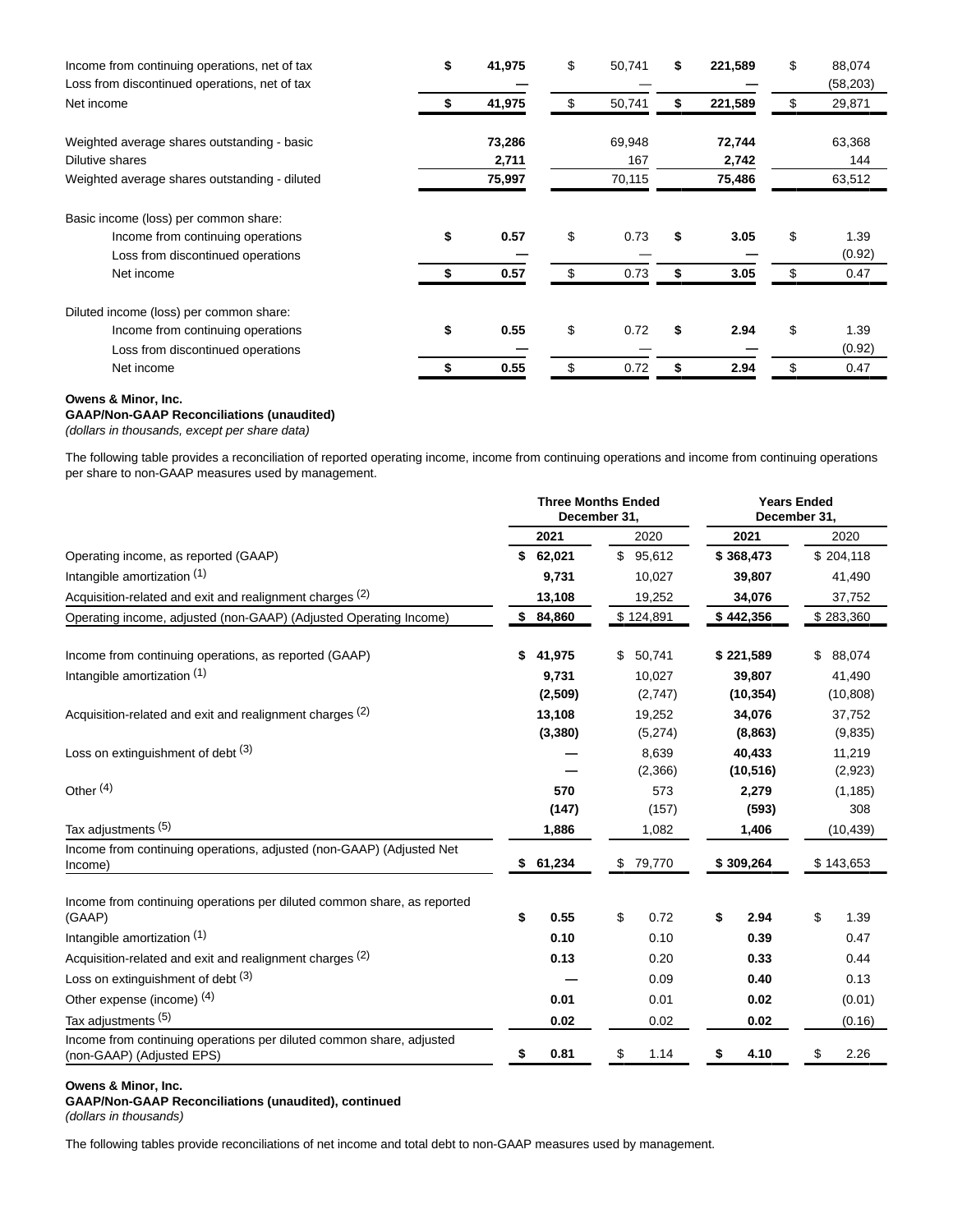| | 2021 (Three Months) | 2020 (Three Months) | 2021 (Year) | 2020 (Year) |
|---|---|---|---|---|
| Income from continuing operations, net of tax | **$ 41,975** | $ 50,741 | **$ 221,589** | $ 88,074 |
| Loss from discontinued operations, net of tax | **—** | — | **—** | (58,203) |
| Net income | **$ 41,975** | $ 50,741 | **$ 221,589** | $ 29,871 |
| | | | | |
| Weighted average shares outstanding - basic | **73,286** | 69,948 | **72,744** | 63,368 |
| Dilutive shares | **2,711** | 167 | **2,742** | 144 |
| Weighted average shares outstanding - diluted | **75,997** | 70,115 | **75,486** | 63,512 |
| | | | | |
| Basic income (loss) per common share: | | | | |
| Income from continuing operations | **$ 0.57** | $ 0.73 | **$ 3.05** | $ 1.39 |
| Loss from discontinued operations | **—** | — | **—** | (0.92) |
| Net income | **$ 0.57** | $ 0.73 | **$ 3.05** | $ 0.47 |
| | | | | |
| Diluted income (loss) per common share: | | | | |
| Income from continuing operations | **$ 0.55** | $ 0.72 | **$ 2.94** | $ 1.39 |
| Loss from discontinued operations | **—** | — | **—** | (0.92) |
| Net income | **$ 0.55** | $ 0.72 | **$ 2.94** | $ 0.47 |

**Owens & Minor, Inc.**
**GAAP/Non-GAAP Reconciliations (unaudited)**
*(dollars in thousands, except per share data)*

The following table provides a reconciliation of reported operating income, income from continuing operations and income from continuing operations per share to non-GAAP measures used by management.

| | Three Months Ended December 31, | | Years Ended December 31, | |
|---|---|---|---|---|
| | **2021** | 2020 | **2021** | 2020 |
| Operating income, as reported (GAAP) | **$ 62,021** | $ 95,612 | **$ 368,473** | $ 204,118 |
| Intangible amortization (1) | **9,731** | 10,027 | **39,807** | 41,490 |
| Acquisition-related and exit and realignment charges (2) | **13,108** | 19,252 | **34,076** | 37,752 |
| Operating income, adjusted (non-GAAP) (Adjusted Operating Income) | **$ 84,860** | $ 124,891 | **$ 442,356** | $ 283,360 |
| | | | | |
| Income from continuing operations, as reported (GAAP) | **$ 41,975** | $ 50,741 | **$ 221,589** | $ 88,074 |
| Intangible amortization (1) | **9,731** | 10,027 | **39,807** | 41,490 |
| | **(2,509)** | (2,747) | **(10,354)** | (10,808) |
| Acquisition-related and exit and realignment charges (2) | **13,108** | 19,252 | **34,076** | 37,752 |
| | **(3,380)** | (5,274) | **(8,863)** | (9,835) |
| Loss on extinguishment of debt (3) | **—** | 8,639 | **40,433** | 11,219 |
| | **—** | (2,366) | **(10,516)** | (2,923) |
| Other (4) | **570** | 573 | **2,279** | (1,185) |
| | **(147)** | (157) | **(593)** | 308 |
| Tax adjustments (5) | **1,886** | 1,082 | **1,406** | (10,439) |
| Income from continuing operations, adjusted (non-GAAP) (Adjusted Net Income) | **$ 61,234** | $ 79,770 | **$ 309,264** | $ 143,653 |
| | | | | |
| Income from continuing operations per diluted common share, as reported (GAAP) | **$ 0.55** | $ 0.72 | **$ 2.94** | $ 1.39 |
| Intangible amortization (1) | **0.10** | 0.10 | **0.39** | 0.47 |
| Acquisition-related and exit and realignment charges (2) | **0.13** | 0.20 | **0.33** | 0.44 |
| Loss on extinguishment of debt (3) | **—** | 0.09 | **0.40** | 0.13 |
| Other expense (income) (4) | **0.01** | 0.01 | **0.02** | (0.01) |
| Tax adjustments (5) | **0.02** | 0.02 | **0.02** | (0.16) |
| Income from continuing operations per diluted common share, adjusted (non-GAAP) (Adjusted EPS) | **$ 0.81** | $ 1.14 | **$ 4.10** | $ 2.26 |

**Owens & Minor, Inc.**
**GAAP/Non-GAAP Reconciliations (unaudited), continued**
*(dollars in thousands)*

The following tables provide reconciliations of net income and total debt to non-GAAP measures used by management.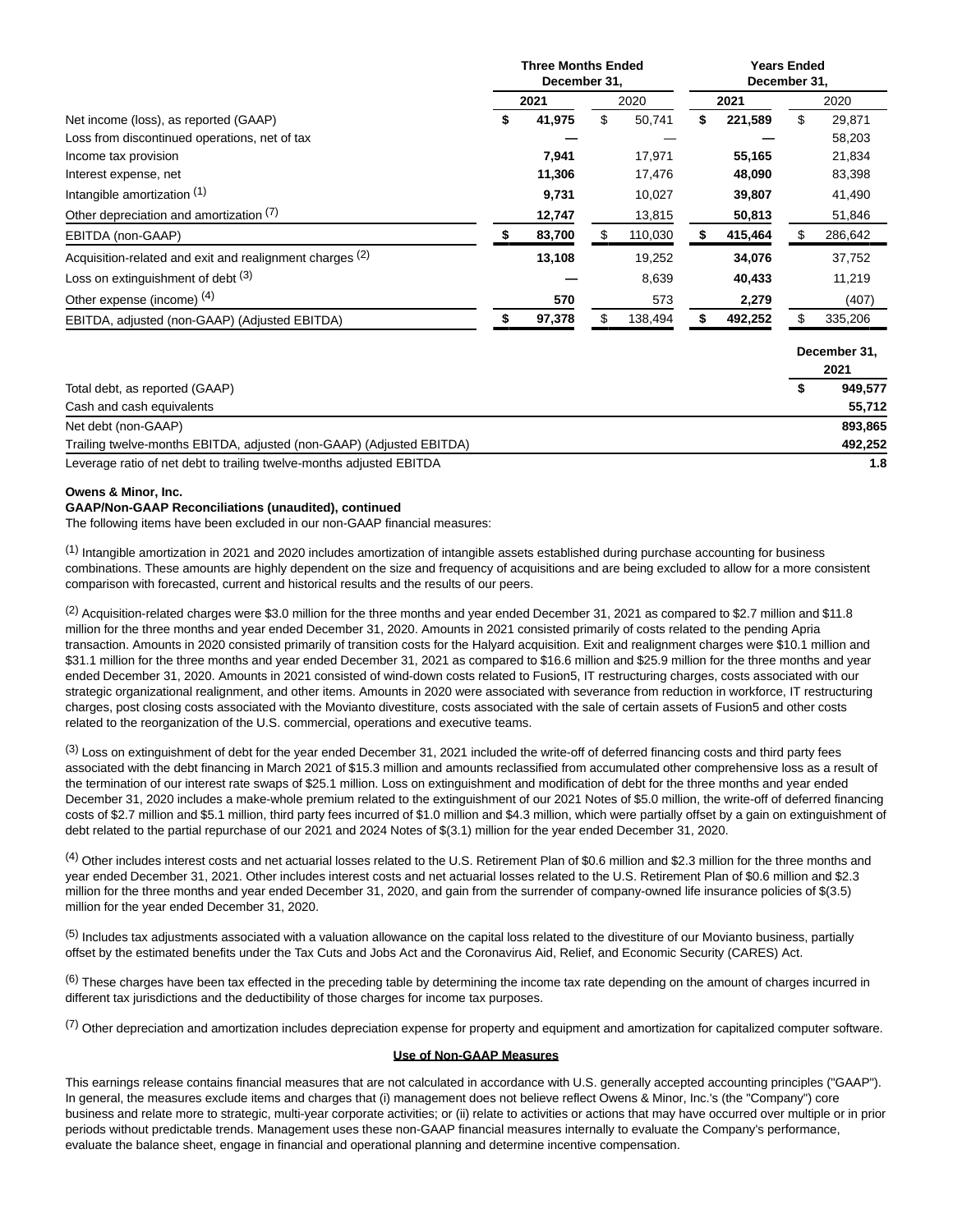| | Three Months Ended December 31, | | Years Ended December 31, | |
|---|---|---|---|---|
| | **2021** | 2020 | **2021** | 2020 |
| Net income (loss), as reported (GAAP) | **$ 41,975** | $ 50,741 | **$ 221,589** | $ 29,871 |
| Loss from discontinued operations, net of tax | **—** | — | **—** | 58,203 |
| Income tax provision | **7,941** | 17,971 | **55,165** | 21,834 |
| Interest expense, net | **11,306** | 17,476 | **48,090** | 83,398 |
| Intangible amortization [1] | **9,731** | 10,027 | **39,807** | 41,490 |
| Other depreciation and amortization [7] | **12,747** | 13,815 | **50,813** | 51,846 |
| EBITDA (non-GAAP) | **$ 83,700** | $ 110,030 | **$ 415,464** | $ 286,642 |
| Acquisition-related and exit and realignment charges [2] | **13,108** | 19,252 | **34,076** | 37,752 |
| Loss on extinguishment of debt [3] | **—** | 8,639 | **40,433** | 11,219 |
| Other expense (income) [4] | **570** | 573 | **2,279** | (407) |
| EBITDA, adjusted (non-GAAP) (Adjusted EBITDA) | **$ 97,378** | $ 138,494 | **$ 492,252** | $ 335,206 |

| | December 31, 2021 |
|---|---|
| Total debt, as reported (GAAP) | **$ 949,577** |
| Cash and cash equivalents | **55,712** |
| Net debt (non-GAAP) | **893,865** |
| Trailing twelve-months EBITDA, adjusted (non-GAAP) (Adjusted EBITDA) | **492,252** |
| Leverage ratio of net debt to trailing twelve-months adjusted EBITDA | **1.8** |

**Owens & Minor, Inc.**

**GAAP/Non-GAAP Reconciliations (unaudited), continued**

The following items have been excluded in our non-GAAP financial measures:

[1] Intangible amortization in 2021 and 2020 includes amortization of intangible assets established during purchase accounting for business combinations. These amounts are highly dependent on the size and frequency of acquisitions and are being excluded to allow for a more consistent comparison with forecasted, current and historical results and the results of our peers.

[2] Acquisition-related charges were $3.0 million for the three months and year ended December 31, 2021 as compared to $2.7 million and $11.8 million for the three months and year ended December 31, 2020. Amounts in 2021 consisted primarily of costs related to the pending Apria transaction. Amounts in 2020 consisted primarily of transition costs for the Halyard acquisition. Exit and realignment charges were $10.1 million and $31.1 million for the three months and year ended December 31, 2021 as compared to $16.6 million and $25.9 million for the three months and year ended December 31, 2020. Amounts in 2021 consisted of wind-down costs related to Fusion5, IT restructuring charges, costs associated with our strategic organizational realignment, and other items. Amounts in 2020 were associated with severance from reduction in workforce, IT restructuring charges, post closing costs associated with the Movianto divestiture, costs associated with the sale of certain assets of Fusion5 and other costs related to the reorganization of the U.S. commercial, operations and executive teams.

[3] Loss on extinguishment of debt for the year ended December 31, 2021 included the write-off of deferred financing costs and third party fees associated with the debt financing in March 2021 of $15.3 million and amounts reclassified from accumulated other comprehensive loss as a result of the termination of our interest rate swaps of $25.1 million. Loss on extinguishment and modification of debt for the three months and year ended December 31, 2020 includes a make-whole premium related to the extinguishment of our 2021 Notes of $5.0 million, the write-off of deferred financing costs of $2.7 million and $5.1 million, third party fees incurred of $1.0 million and $4.3 million, which were partially offset by a gain on extinguishment of debt related to the partial repurchase of our 2021 and 2024 Notes of $(3.1) million for the year ended December 31, 2020.

[4] Other includes interest costs and net actuarial losses related to the U.S. Retirement Plan of $0.6 million and $2.3 million for the three months and year ended December 31, 2021. Other includes interest costs and net actuarial losses related to the U.S. Retirement Plan of $0.6 million and $2.3 million for the three months and year ended December 31, 2020, and gain from the surrender of company-owned life insurance policies of $(3.5) million for the year ended December 31, 2020.

[5] Includes tax adjustments associated with a valuation allowance on the capital loss related to the divestiture of our Movianto business, partially offset by the estimated benefits under the Tax Cuts and Jobs Act and the Coronavirus Aid, Relief, and Economic Security (CARES) Act.

[6] These charges have been tax effected in the preceding table by determining the income tax rate depending on the amount of charges incurred in different tax jurisdictions and the deductibility of those charges for income tax purposes.

[7] Other depreciation and amortization includes depreciation expense for property and equipment and amortization for capitalized computer software.

**Use of Non-GAAP Measures**

This earnings release contains financial measures that are not calculated in accordance with U.S. generally accepted accounting principles ("GAAP"). In general, the measures exclude items and charges that (i) management does not believe reflect Owens & Minor, Inc.'s (the "Company") core business and relate more to strategic, multi-year corporate activities; or (ii) relate to activities or actions that may have occurred over multiple or in prior periods without predictable trends. Management uses these non-GAAP financial measures internally to evaluate the Company's performance, evaluate the balance sheet, engage in financial and operational planning and determine incentive compensation.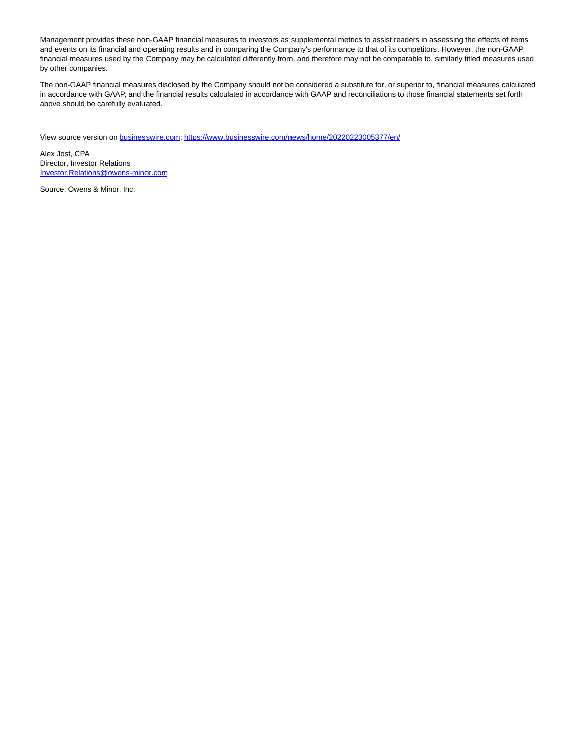Management provides these non-GAAP financial measures to investors as supplemental metrics to assist readers in assessing the effects of items and events on its financial and operating results and in comparing the Company's performance to that of its competitors. However, the non-GAAP financial measures used by the Company may be calculated differently from, and therefore may not be comparable to, similarly titled measures used by other companies.

The non-GAAP financial measures disclosed by the Company should not be considered a substitute for, or superior to, financial measures calculated in accordance with GAAP, and the financial results calculated in accordance with GAAP and reconciliations to those financial statements set forth above should be carefully evaluated.

View source version on businesswire.com: https://www.businesswire.com/news/home/20220223005377/en/

Alex Jost, CPA
Director, Investor Relations
Investor.Relations@owens-minor.com

Source: Owens & Minor, Inc.